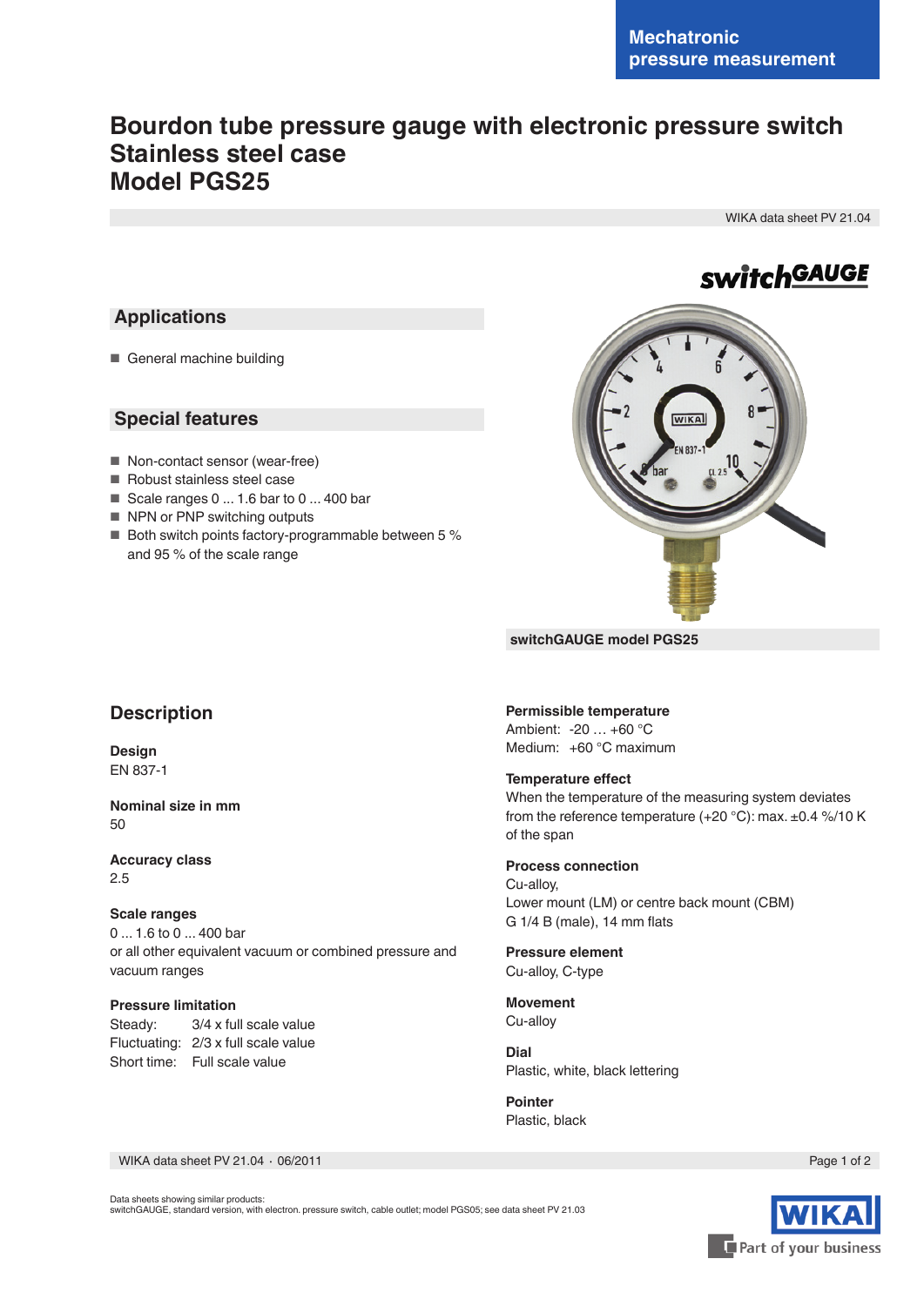Mechatronic pressure measurement

# Bourdon tube pressure gauge with electronic pressure switch Stainless steel case Model PGS25

WIKA data sheet PV 21.04

## Applications

- General machine building

## Special features

- Non-contact sensor (wear-free)
- Robust stainless steel case
- Scale ranges 0 ... 1.6 bar to 0 ... 400 bar
- NPN or PNP switching outputs
- Both switch points factory-programmable between 5 % and 95 % of the scale range

switchGAUGE model PGS25

## Description

**Design**
EN 837-1

**Nominal size in mm**
50

**Accuracy class**
2.5

**Scale ranges**
0 ... 1.6 to 0 ... 400 bar
or all other equivalent vacuum or combined pressure and vacuum ranges

**Pressure limitation**
Steady: 3/4 x full scale value
Fluctuating: 2/3 x full scale value
Short time: Full scale value

**Permissible temperature**
Ambient: -20 … +60 °C
Medium: +60 °C maximum

**Temperature effect**
When the temperature of the measuring system deviates from the reference temperature (+20 °C): max. ±0.4 %/10 K of the span

**Process connection**
Cu-alloy,
Lower mount (LM) or centre back mount (CBM)
G 1/4 B (male), 14 mm flats

**Pressure element**
Cu-alloy, C-type

**Movement**
Cu-alloy

**Dial**
Plastic, white, black lettering

**Pointer**
Plastic, black

Data sheets showing similar products:
switchGAUGE, standard version, with electron. pressure switch, cable outlet; model PGS05; see data sheet PV 21.03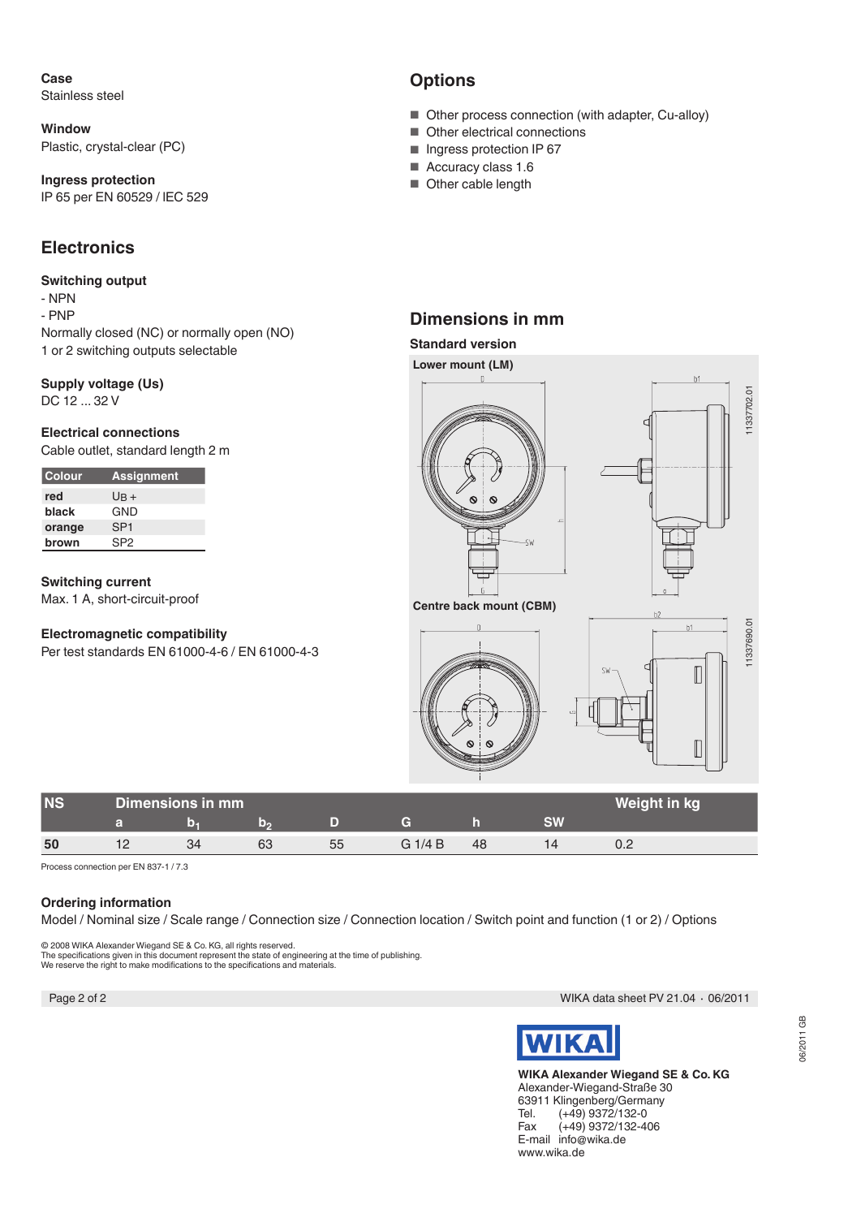**Case**
Stainless steel

**Window**
Plastic, crystal-clear (PC)

**Ingress protection**
IP 65 per EN 60529 / IEC 529

## Electronics

**Switching output**
- NPN
- PNP
Normally closed (NC) or normally open (NO)
1 or 2 switching outputs selectable

**Supply voltage (Us)**
DC 12 ... 32 V

**Electrical connections**
Cable outlet, standard length 2 m

| Colour | Assignment |
|---|---|
| **red** | $U_B$ + |
| **black** | GND |
| **orange** | SP1 |
| **brown** | SP2 |

**Switching current**
Max. 1 A, short-circuit-proof

**Electromagnetic compatibility**
Per test standards EN 61000-4-6 / EN 61000-4-3

## Options

- Other process connection (with adapter, Cu-alloy)
- Other electrical connections
- Ingress protection IP 67
- Accuracy class 1.6
- Other cable length

## Dimensions in mm

**Standard version**

**Lower mount (LM)**

11337702.01

**Centre back mount (CBM)**

11337690.01

| NS | Dimensions in mm | | | | | | | Weight in kg |
|---|---|---|---|---|---|---|---|---|
| | a | $b_1$ | $b_2$ | D | G | h | SW | |
| **50** | 12 | 34 | 63 | 55 | G 1/4 B | 48 | 14 | 0.2 |

Process connection per EN 837-1 / 7.3

**Ordering information**
Model / Nominal size / Scale range / Connection size / Connection location / Switch point and function (1 or 2) / Options

© 2008 WIKA Alexander Wiegand SE & Co. KG, all rights reserved.
The specifications given in this document represent the state of engineering at the time of publishing.
We reserve the right to make modifications to the specifications and materials.

WIKA data sheet PV 21.04 · 06/2011

**WIKA Alexander Wiegand SE & Co. KG**
Alexander-Wiegand-Straße 30
63911 Klingenberg/Germany
Tel. (+49) 9372/132-0
Fax (+49) 9372/132-406
E-mail info@wika.de
www.wika.de

06/2011 GB